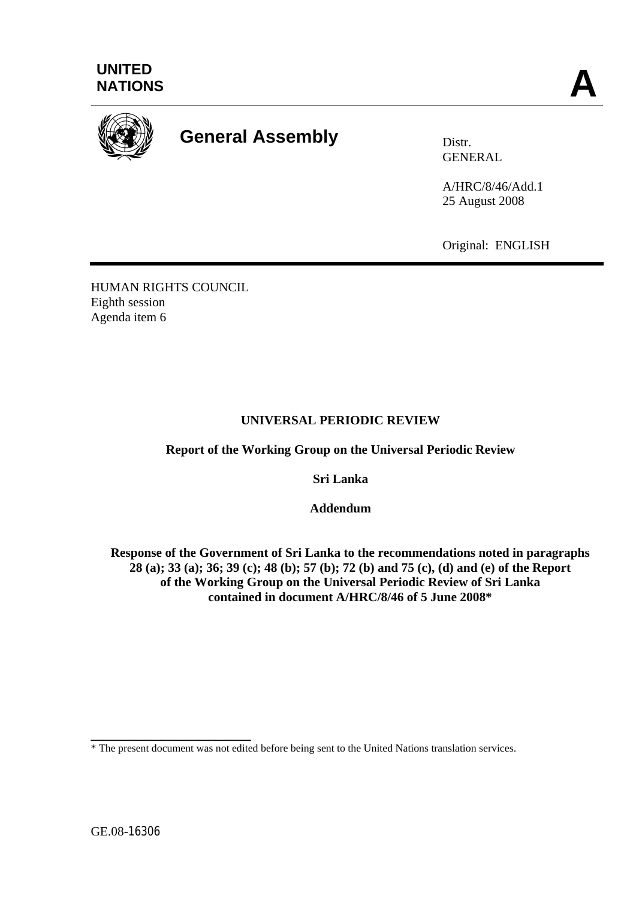UNITED NATIONS

**A**

# General Assembly

Distr.
GENERAL

A/HRC/8/46/Add.1
25 August 2008

Original: ENGLISH

HUMAN RIGHTS COUNCIL
Eighth session
Agenda item 6

**UNIVERSAL PERIODIC REVIEW**

**Report of the Working Group on the Universal Periodic Review**

**Sri Lanka**

**Addendum**

**Response of the Government of Sri Lanka to the recommendations noted in paragraphs 28 (a); 33 (a); 36; 39 (c); 48 (b); 57 (b); 72 (b) and 75 (c), (d) and (e) of the Report of the Working Group on the Universal Periodic Review of Sri Lanka contained in document A/HRC/8/46 of 5 June 2008***

---

* The present document was not edited before being sent to the United Nations translation services.

GE.08-16306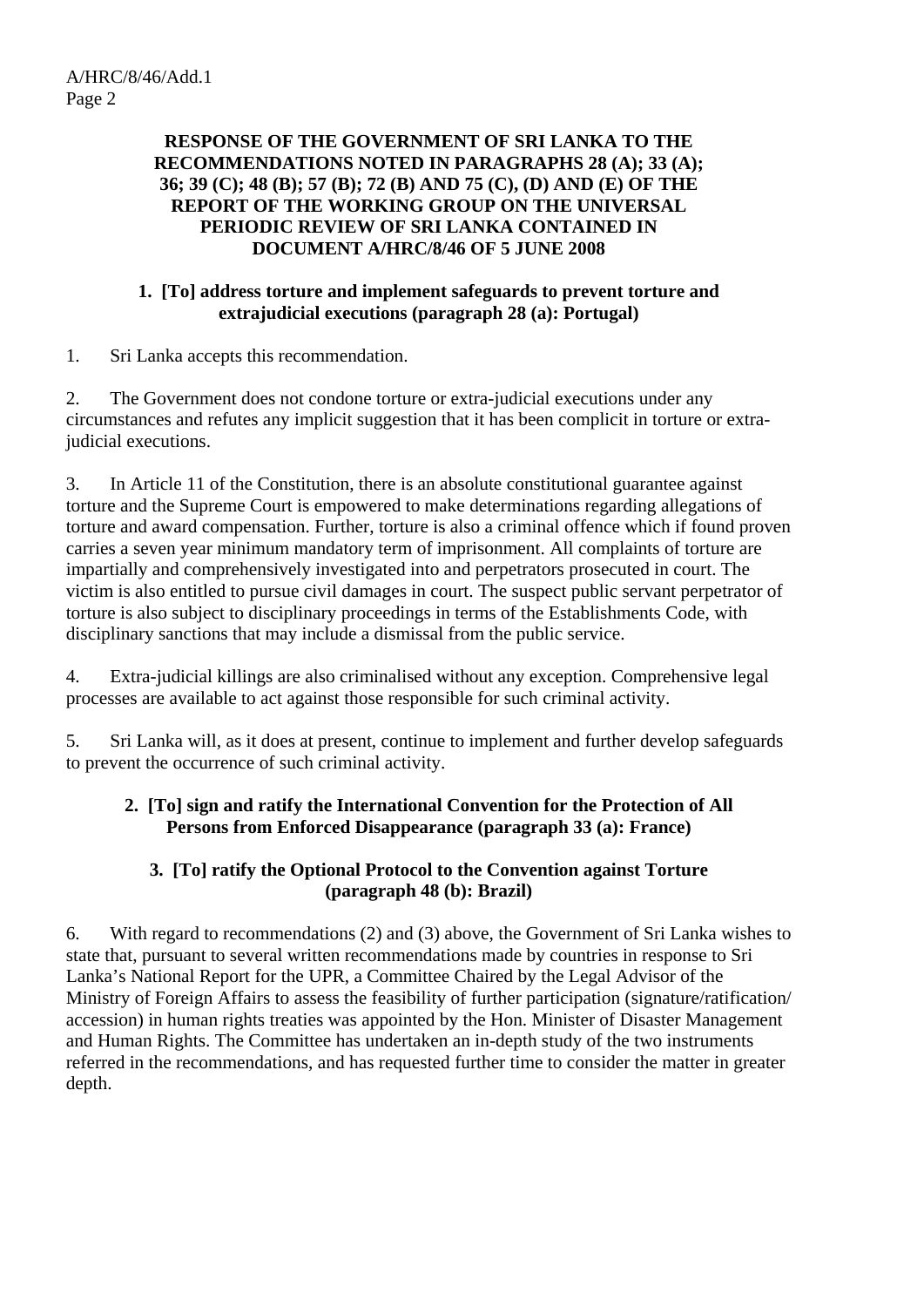## RESPONSE OF THE GOVERNMENT OF SRI LANKA TO THE RECOMMENDATIONS NOTED IN PARAGRAPHS 28 (A); 33 (A); 36; 39 (C); 48 (B); 57 (B); 72 (B) AND 75 (C), (D) AND (E) OF THE REPORT OF THE WORKING GROUP ON THE UNIVERSAL PERIODIC REVIEW OF SRI LANKA CONTAINED IN DOCUMENT A/HRC/8/46 OF 5 JUNE 2008

### 1. [To] address torture and implement safeguards to prevent torture and extrajudicial executions (paragraph 28 (a): Portugal)

1. Sri Lanka accepts this recommendation.

2. The Government does not condone torture or extra-judicial executions under any circumstances and refutes any implicit suggestion that it has been complicit in torture or extra-judicial executions.

3. In Article 11 of the Constitution, there is an absolute constitutional guarantee against torture and the Supreme Court is empowered to make determinations regarding allegations of torture and award compensation. Further, torture is also a criminal offence which if found proven carries a seven year minimum mandatory term of imprisonment. All complaints of torture are impartially and comprehensively investigated into and perpetrators prosecuted in court. The victim is also entitled to pursue civil damages in court. The suspect public servant perpetrator of torture is also subject to disciplinary proceedings in terms of the Establishments Code, with disciplinary sanctions that may include a dismissal from the public service.

4. Extra-judicial killings are also criminalised without any exception. Comprehensive legal processes are available to act against those responsible for such criminal activity.

5. Sri Lanka will, as it does at present, continue to implement and further develop safeguards to prevent the occurrence of such criminal activity.

### 2. [To] sign and ratify the International Convention for the Protection of All Persons from Enforced Disappearance (paragraph 33 (a): France)

### 3. [To] ratify the Optional Protocol to the Convention against Torture (paragraph 48 (b): Brazil)

6. With regard to recommendations (2) and (3) above, the Government of Sri Lanka wishes to state that, pursuant to several written recommendations made by countries in response to Sri Lanka's National Report for the UPR, a Committee Chaired by the Legal Advisor of the Ministry of Foreign Affairs to assess the feasibility of further participation (signature/ratification/ accession) in human rights treaties was appointed by the Hon. Minister of Disaster Management and Human Rights. The Committee has undertaken an in-depth study of the two instruments referred in the recommendations, and has requested further time to consider the matter in greater depth.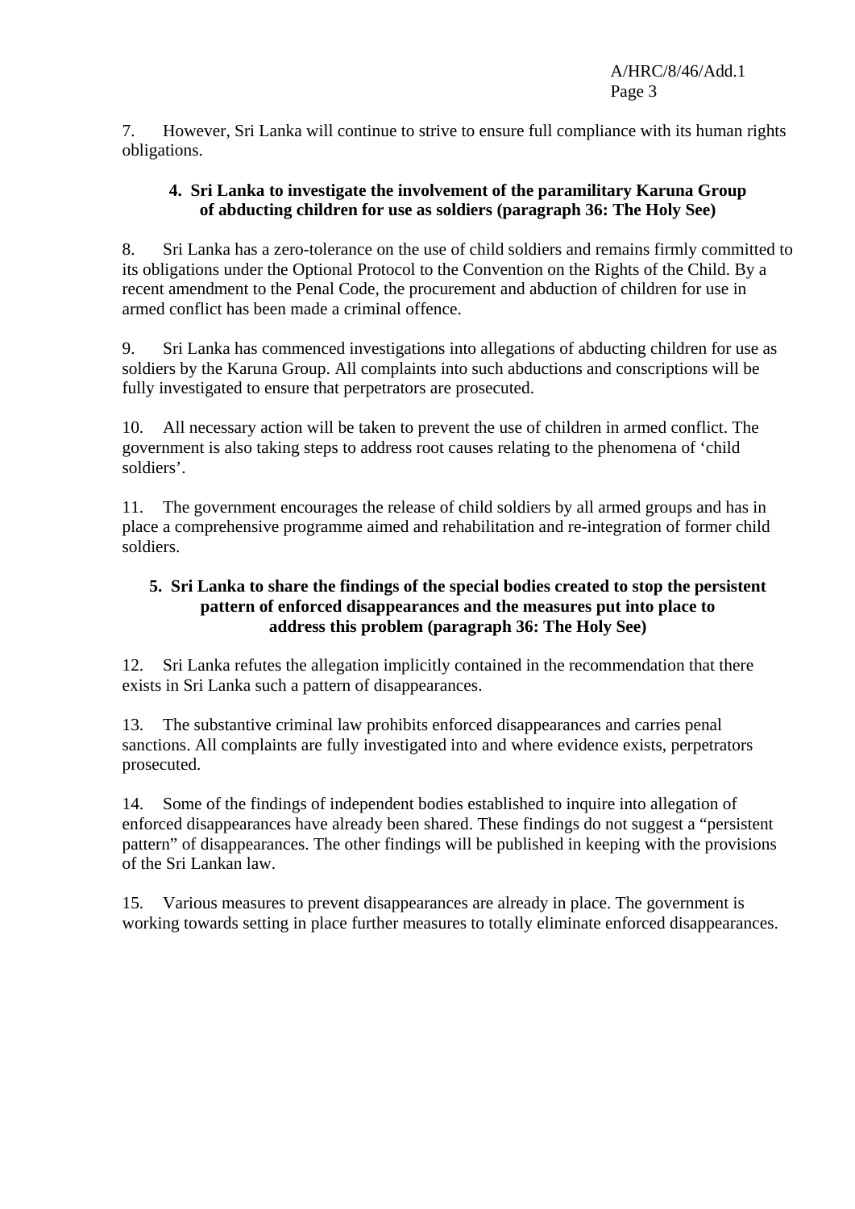7. However, Sri Lanka will continue to strive to ensure full compliance with its human rights obligations.

**4. Sri Lanka to investigate the involvement of the paramilitary Karuna Group of abducting children for use as soldiers (paragraph 36: The Holy See)**

8. Sri Lanka has a zero-tolerance on the use of child soldiers and remains firmly committed to its obligations under the Optional Protocol to the Convention on the Rights of the Child. By a recent amendment to the Penal Code, the procurement and abduction of children for use in armed conflict has been made a criminal offence.

9. Sri Lanka has commenced investigations into allegations of abducting children for use as soldiers by the Karuna Group. All complaints into such abductions and conscriptions will be fully investigated to ensure that perpetrators are prosecuted.

10. All necessary action will be taken to prevent the use of children in armed conflict. The government is also taking steps to address root causes relating to the phenomena of 'child soldiers'.

11. The government encourages the release of child soldiers by all armed groups and has in place a comprehensive programme aimed and rehabilitation and re-integration of former child soldiers.

**5. Sri Lanka to share the findings of the special bodies created to stop the persistent pattern of enforced disappearances and the measures put into place to address this problem (paragraph 36: The Holy See)**

12. Sri Lanka refutes the allegation implicitly contained in the recommendation that there exists in Sri Lanka such a pattern of disappearances.

13. The substantive criminal law prohibits enforced disappearances and carries penal sanctions. All complaints are fully investigated into and where evidence exists, perpetrators prosecuted.

14. Some of the findings of independent bodies established to inquire into allegation of enforced disappearances have already been shared. These findings do not suggest a "persistent pattern" of disappearances. The other findings will be published in keeping with the provisions of the Sri Lankan law.

15. Various measures to prevent disappearances are already in place. The government is working towards setting in place further measures to totally eliminate enforced disappearances.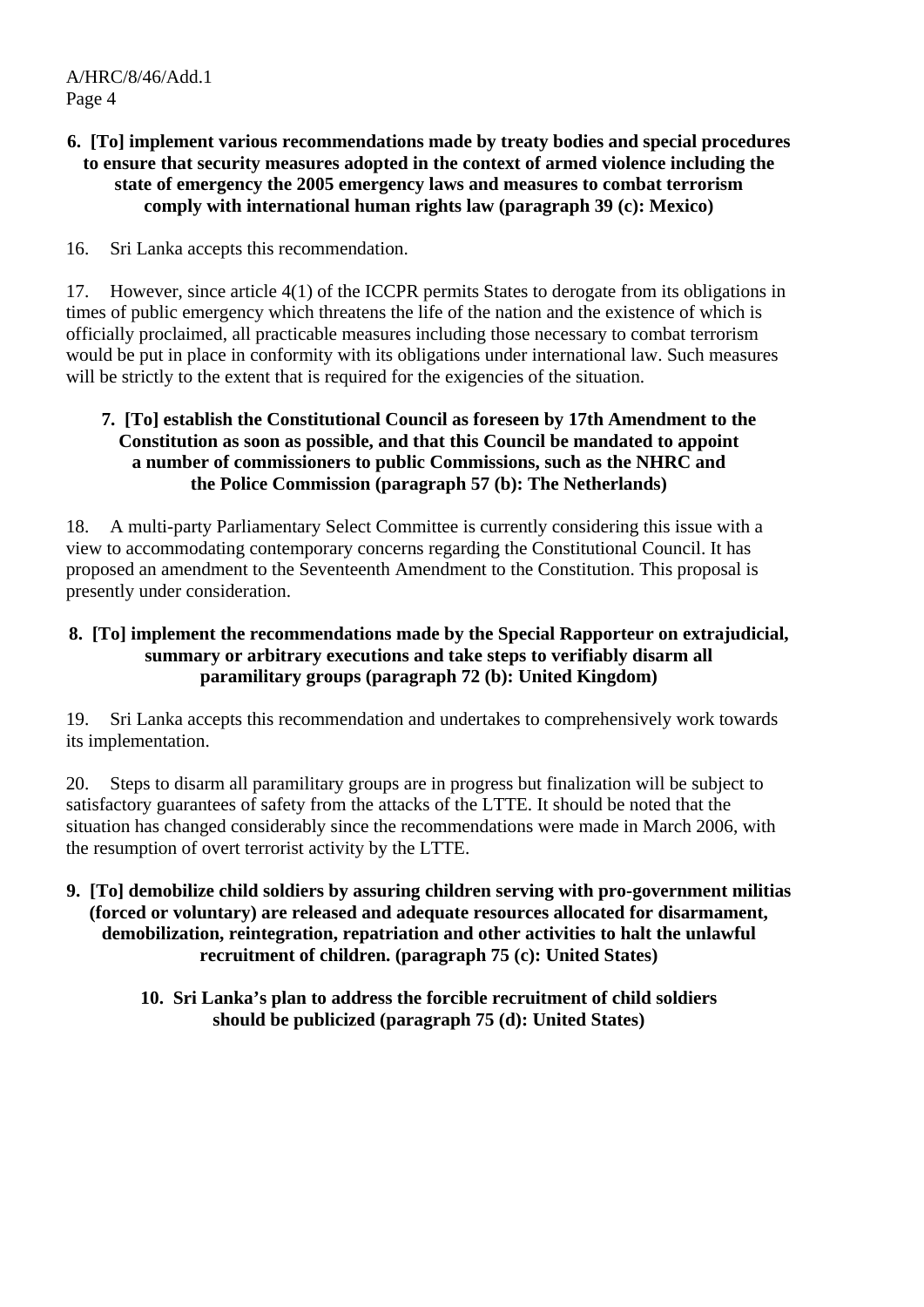**6. [To] implement various recommendations made by treaty bodies and special procedures to ensure that security measures adopted in the context of armed violence including the state of emergency the 2005 emergency laws and measures to combat terrorism comply with international human rights law (paragraph 39 (c): Mexico)**

16. Sri Lanka accepts this recommendation.

17. However, since article 4(1) of the ICCPR permits States to derogate from its obligations in times of public emergency which threatens the life of the nation and the existence of which is officially proclaimed, all practicable measures including those necessary to combat terrorism would be put in place in conformity with its obligations under international law. Such measures will be strictly to the extent that is required for the exigencies of the situation.

**7. [To] establish the Constitutional Council as foreseen by 17th Amendment to the Constitution as soon as possible, and that this Council be mandated to appoint a number of commissioners to public Commissions, such as the NHRC and the Police Commission (paragraph 57 (b): The Netherlands)**

18. A multi-party Parliamentary Select Committee is currently considering this issue with a view to accommodating contemporary concerns regarding the Constitutional Council. It has proposed an amendment to the Seventeenth Amendment to the Constitution. This proposal is presently under consideration.

**8. [To] implement the recommendations made by the Special Rapporteur on extrajudicial, summary or arbitrary executions and take steps to verifiably disarm all paramilitary groups (paragraph 72 (b): United Kingdom)**

19. Sri Lanka accepts this recommendation and undertakes to comprehensively work towards its implementation.

20. Steps to disarm all paramilitary groups are in progress but finalization will be subject to satisfactory guarantees of safety from the attacks of the LTTE. It should be noted that the situation has changed considerably since the recommendations were made in March 2006, with the resumption of overt terrorist activity by the LTTE.

**9. [To] demobilize child soldiers by assuring children serving with pro-government militias (forced or voluntary) are released and adequate resources allocated for disarmament, demobilization, reintegration, repatriation and other activities to halt the unlawful recruitment of children. (paragraph 75 (c): United States)**

**10. Sri Lanka's plan to address the forcible recruitment of child soldiers should be publicized (paragraph 75 (d): United States)**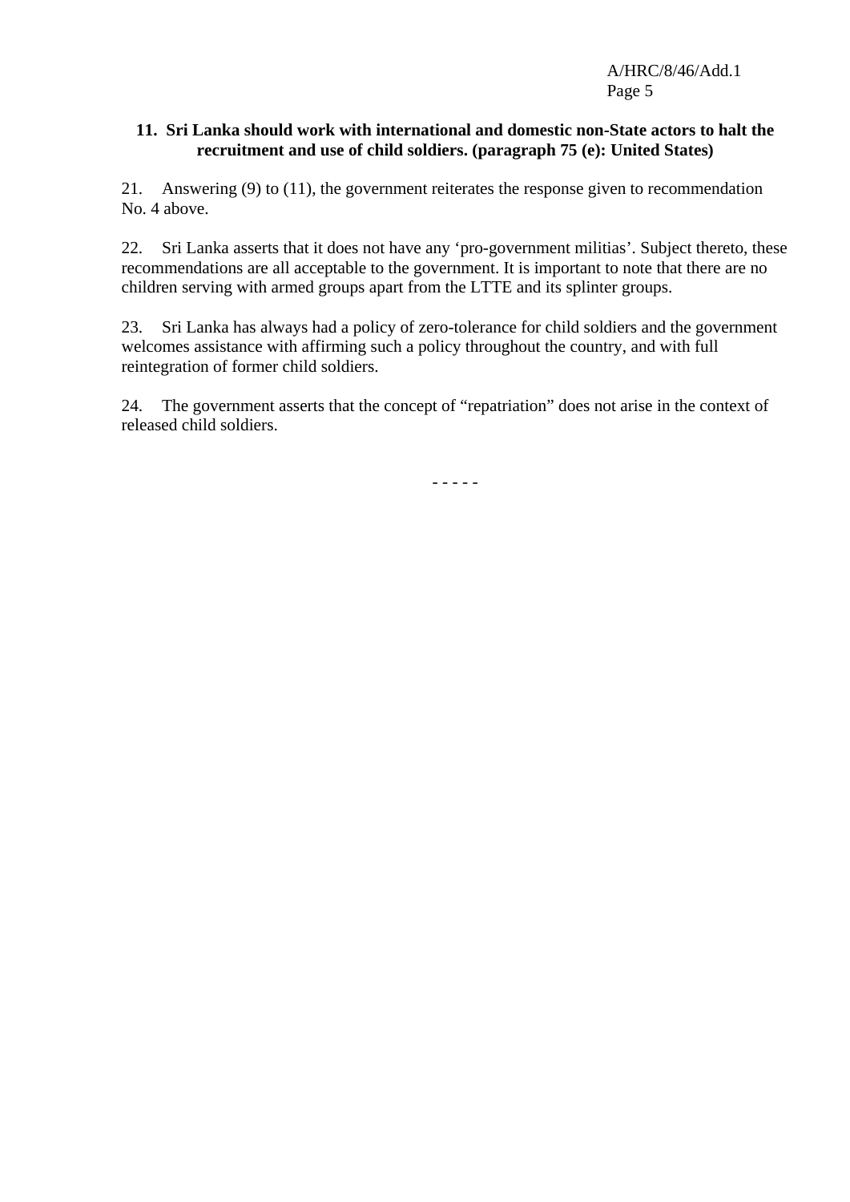**11. Sri Lanka should work with international and domestic non-State actors to halt the recruitment and use of child soldiers. (paragraph 75 (e): United States)**

21. Answering (9) to (11), the government reiterates the response given to recommendation No. 4 above.

22. Sri Lanka asserts that it does not have any 'pro-government militias'. Subject thereto, these recommendations are all acceptable to the government. It is important to note that there are no children serving with armed groups apart from the LTTE and its splinter groups.

23. Sri Lanka has always had a policy of zero-tolerance for child soldiers and the government welcomes assistance with affirming such a policy throughout the country, and with full reintegration of former child soldiers.

24. The government asserts that the concept of "repatriation" does not arise in the context of released child soldiers.

- - - - -